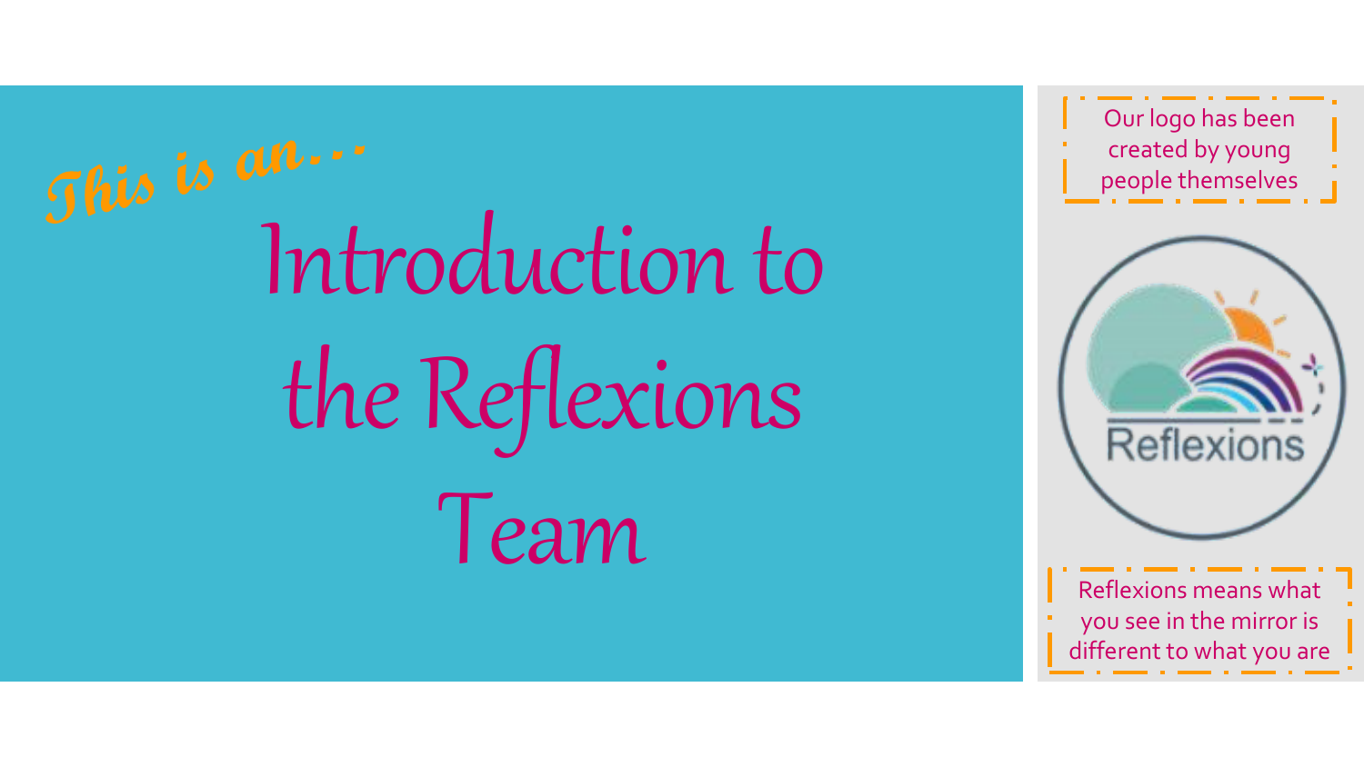*This is an...*

# Introduction to the Reflexions Team

Our logo has been created by young people themselves

Reflexions

Reflexions means what you see in the mirror is different to what you are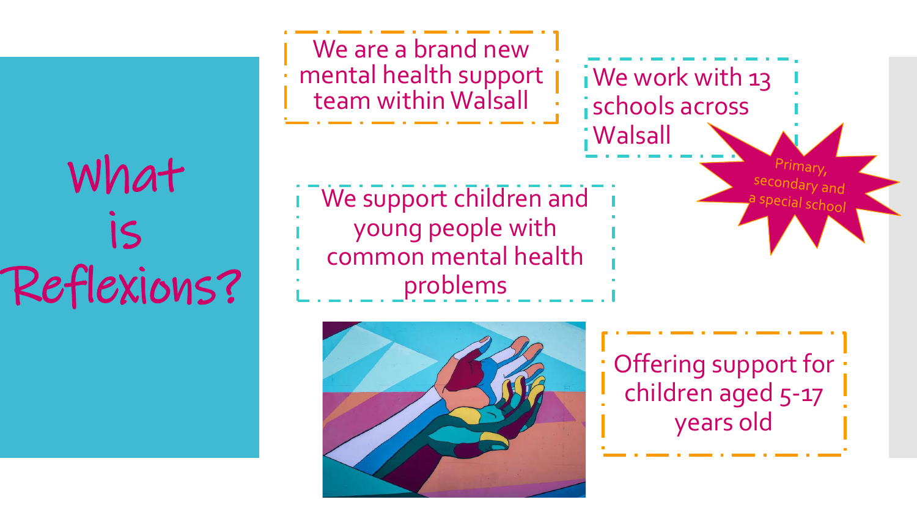# What is Reflexions?

We are a brand new mental health support team within Walsall

We work with 13 schools across Walsall

Primary, secondary and a special school

We support children and young people with common mental health problems

Offering support for children aged 5-17 years old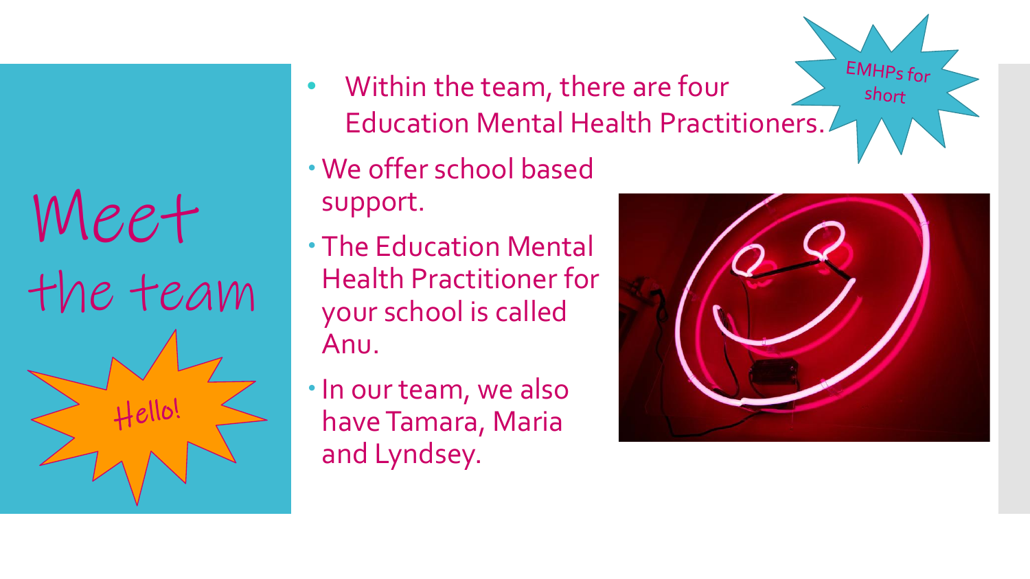# Meet the team

Hello!

- Within the team, there are four Education Mental Health Practitioners.

EMHPs for short

- We offer school based support.
- The Education Mental Health Practitioner for your school is called Anu.
- In our team, we also have Tamara, Maria and Lyndsey.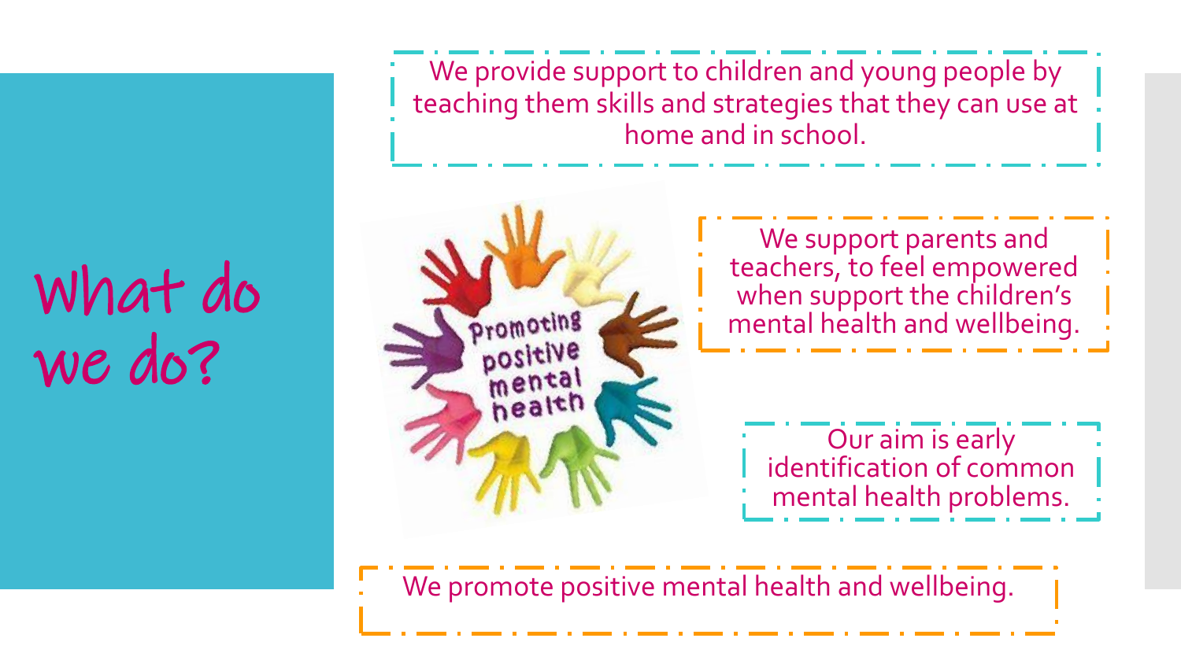# What do we do?

We provide support to children and young people by teaching them skills and strategies that they can use at home and in school.

We support parents and teachers, to feel empowered when support the children's mental health and wellbeing.

Our aim is early identification of common mental health problems.

We promote positive mental health and wellbeing.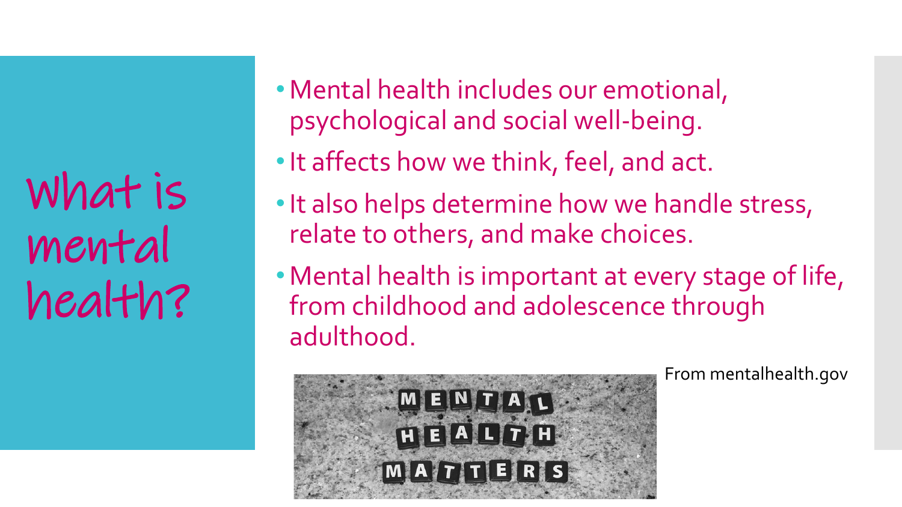# What is mental health?

- Mental health includes our emotional, psychological and social well-being.
- It affects how we think, feel, and act.
- It also helps determine how we handle stress, relate to others, and make choices.
- Mental health is important at every stage of life, from childhood and adolescence through adulthood.

From mentalhealth.gov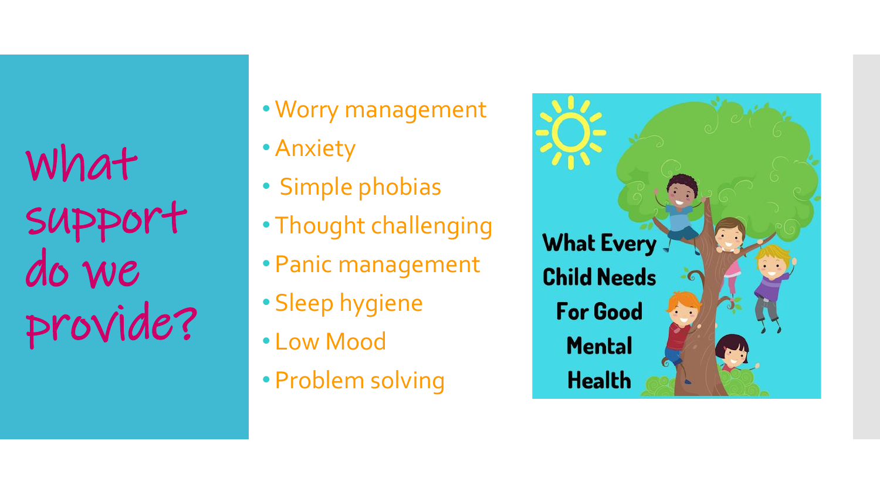# What support do we provide?

- Worry management
- Anxiety
- Simple phobias
- Thought challenging
- Panic management
- Sleep hygiene
- Low Mood
- Problem solving

What Every Child Needs For Good Mental Health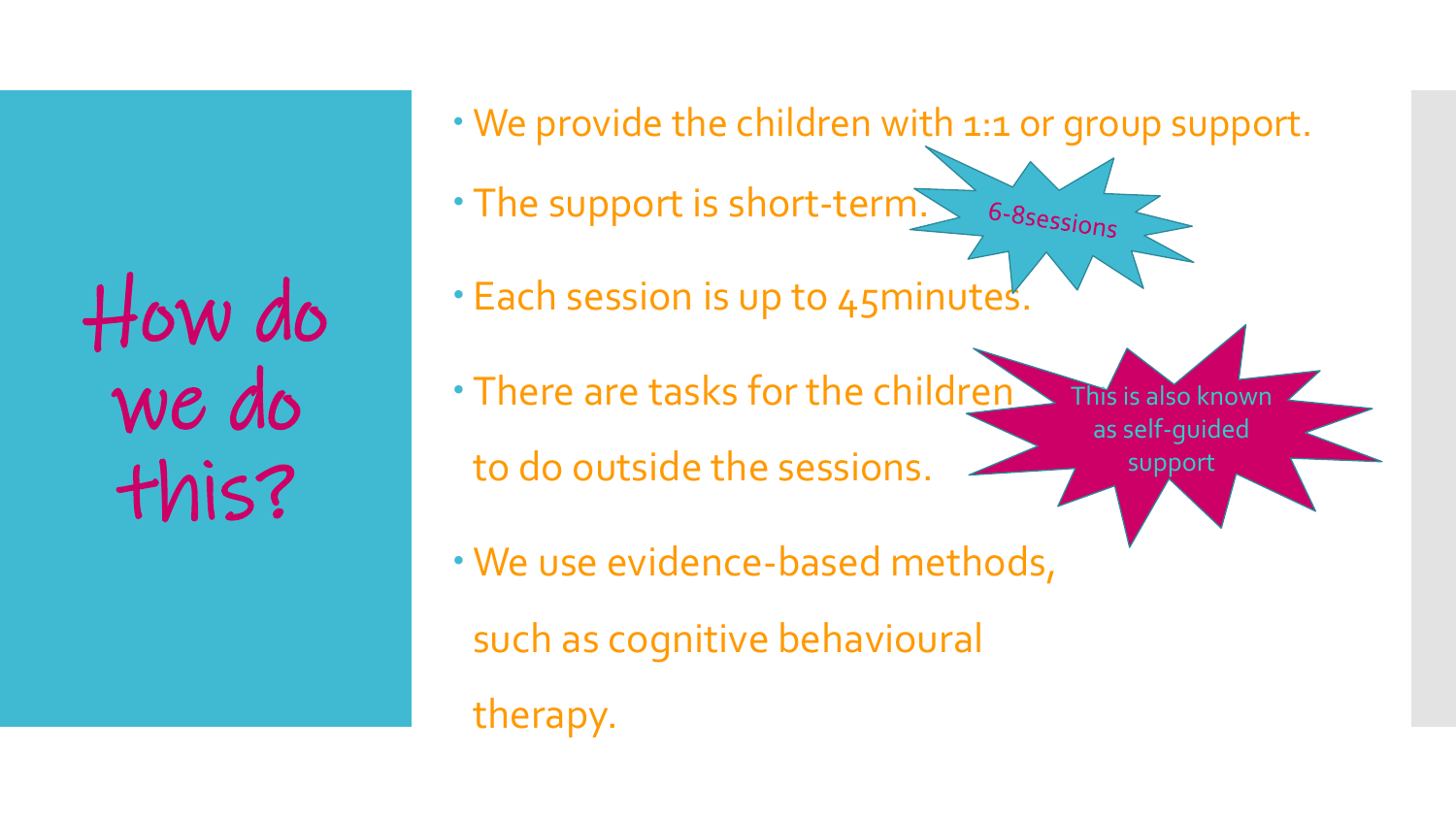# How do we do this?

- We provide the children with 1:1 or group support.
- The support is short-term.

6-8sessions

- Each session is up to 45minutes.
- There are tasks for the children to do outside the sessions.

This is also known as self-guided support

- We use evidence-based methods, such as cognitive behavioural therapy.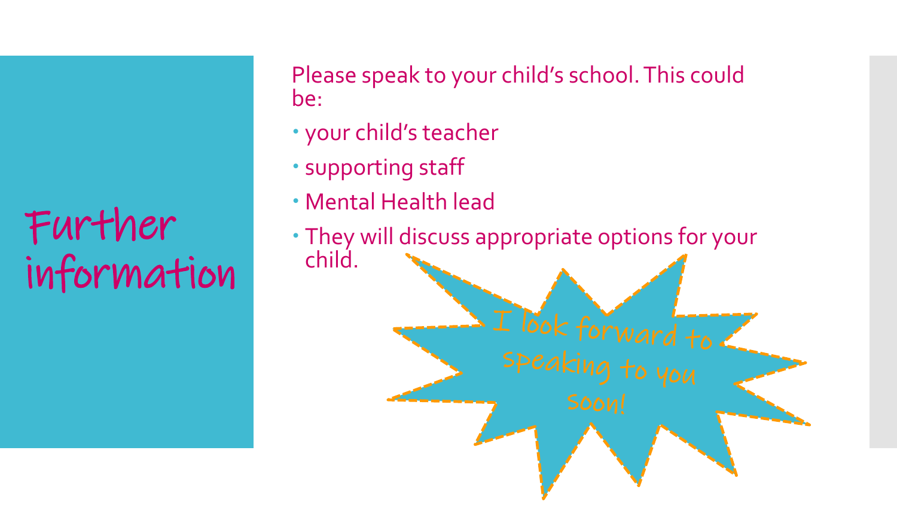# Further information

Please speak to your child's school. This could be:

- your child's teacher
- supporting staff
- Mental Health lead
- They will discuss appropriate options for your child.

I look forward to speaking to you soon!